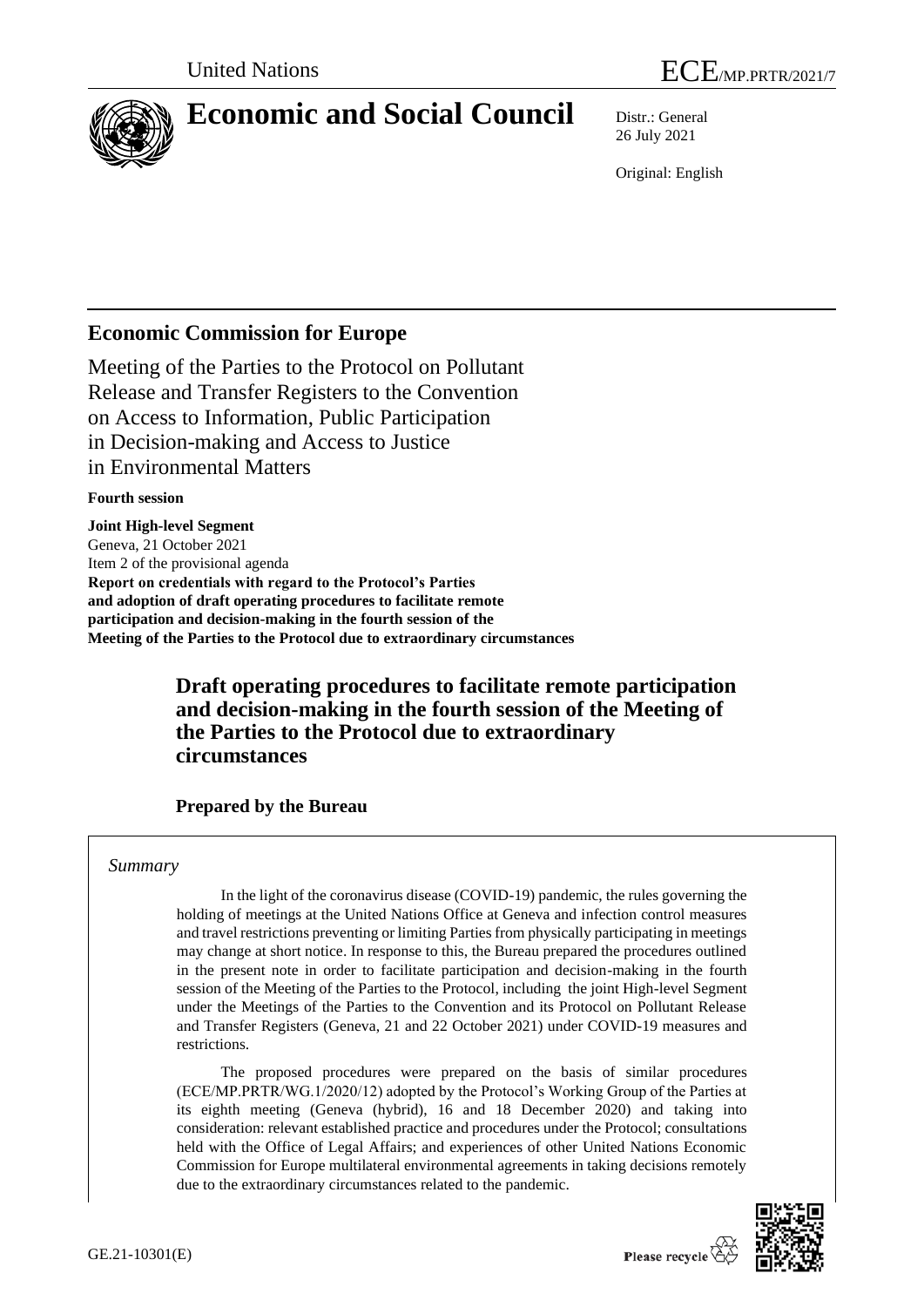United Nations

ECE/MP.PRTR/2021/7

# Economic and Social Council

Distr.: General
26 July 2021

Original: English

## Economic Commission for Europe

Meeting of the Parties to the Protocol on Pollutant Release and Transfer Registers to the Convention on Access to Information, Public Participation in Decision-making and Access to Justice in Environmental Matters

**Fourth session**

**Joint High-level Segment**
Geneva, 21 October 2021
Item 2 of the provisional agenda
**Report on credentials with regard to the Protocol's Parties and adoption of draft operating procedures to facilitate remote participation and decision-making in the fourth session of the Meeting of the Parties to the Protocol due to extraordinary circumstances**

### Draft operating procedures to facilitate remote participation and decision-making in the fourth session of the Meeting of the Parties to the Protocol due to extraordinary circumstances

#### Prepared by the Bureau

*Summary*

In the light of the coronavirus disease (COVID-19) pandemic, the rules governing the holding of meetings at the United Nations Office at Geneva and infection control measures and travel restrictions preventing or limiting Parties from physically participating in meetings may change at short notice. In response to this, the Bureau prepared the procedures outlined in the present note in order to facilitate participation and decision-making in the fourth session of the Meeting of the Parties to the Protocol, including the joint High-level Segment under the Meetings of the Parties to the Convention and its Protocol on Pollutant Release and Transfer Registers (Geneva, 21 and 22 October 2021) under COVID-19 measures and restrictions.

The proposed procedures were prepared on the basis of similar procedures (ECE/MP.PRTR/WG.1/2020/12) adopted by the Protocol's Working Group of the Parties at its eighth meeting (Geneva (hybrid), 16 and 18 December 2020) and taking into consideration: relevant established practice and procedures under the Protocol; consultations held with the Office of Legal Affairs; and experiences of other United Nations Economic Commission for Europe multilateral environmental agreements in taking decisions remotely due to the extraordinary circumstances related to the pandemic.

GE.21-10301(E)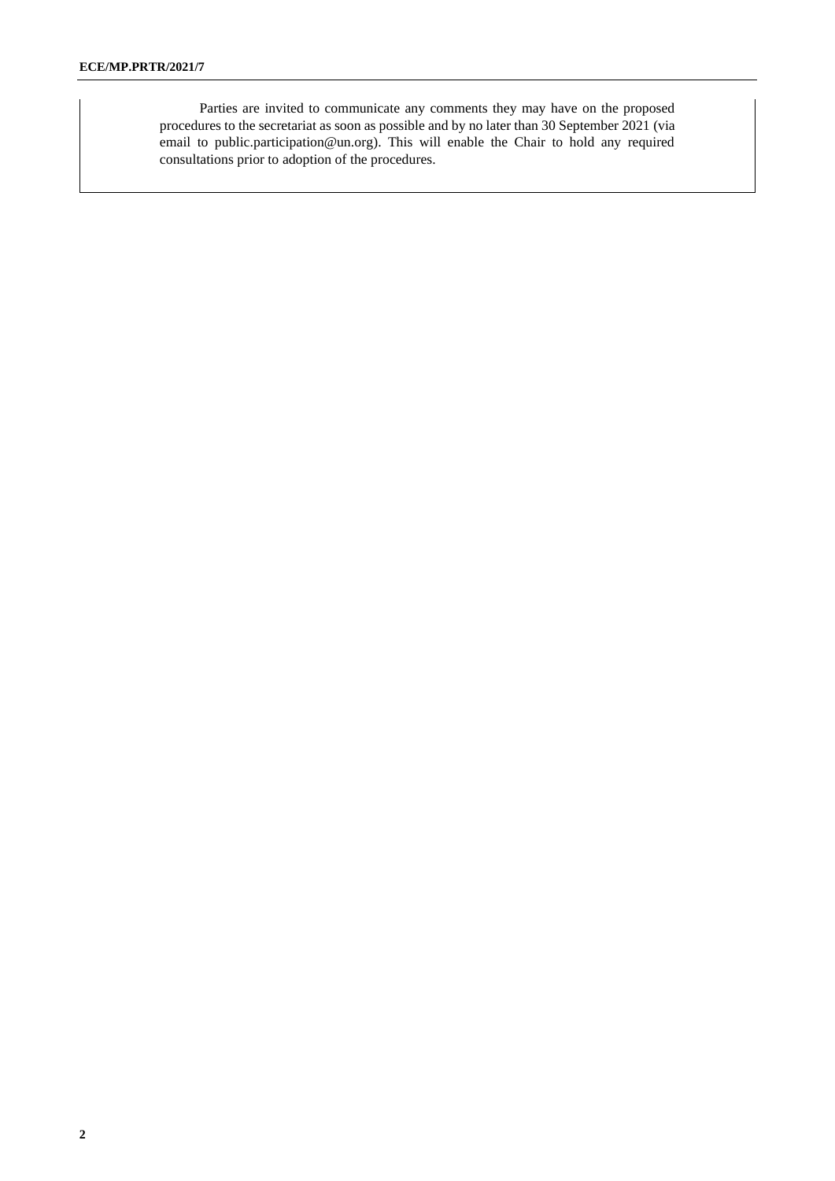Parties are invited to communicate any comments they may have on the proposed procedures to the secretariat as soon as possible and by no later than 30 September 2021 (via email to public.participation@un.org). This will enable the Chair to hold any required consultations prior to adoption of the procedures.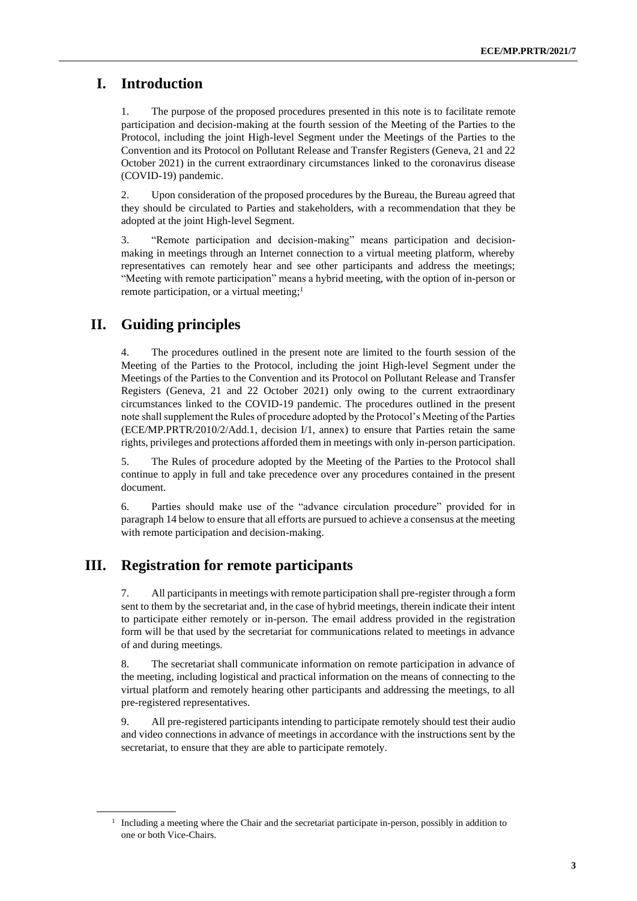# I. Introduction

1. The purpose of the proposed procedures presented in this note is to facilitate remote participation and decision-making at the fourth session of the Meeting of the Parties to the Protocol, including the joint High-level Segment under the Meetings of the Parties to the Convention and its Protocol on Pollutant Release and Transfer Registers (Geneva, 21 and 22 October 2021) in the current extraordinary circumstances linked to the coronavirus disease (COVID-19) pandemic.

2. Upon consideration of the proposed procedures by the Bureau, the Bureau agreed that they should be circulated to Parties and stakeholders, with a recommendation that they be adopted at the joint High-level Segment.

3. "Remote participation and decision-making" means participation and decision-making in meetings through an Internet connection to a virtual meeting platform, whereby representatives can remotely hear and see other participants and address the meetings; "Meeting with remote participation" means a hybrid meeting, with the option of in-person or remote participation, or a virtual meeting;[1]

# II. Guiding principles

4. The procedures outlined in the present note are limited to the fourth session of the Meeting of the Parties to the Protocol, including the joint High-level Segment under the Meetings of the Parties to the Convention and its Protocol on Pollutant Release and Transfer Registers (21 and 22 October 2021) only owing to the current extraordinary circumstances linked to the COVID-19 pandemic. The procedures outlined in the present note shall supplement the Rules of procedure adopted by the Protocol's Meeting of the Parties (ECE/MP.PRTR/2010/2/Add.1, decision I/1, annex) to ensure that Parties retain the same rights, privileges and protections afforded them in meetings with only in-person participation.

5. The Rules of procedure adopted by the Meeting of the Parties to the Protocol shall continue to apply in full and take precedence over any procedures contained in the present document.

6. Parties should make use of the "advance circulation procedure" provided for in paragraph 14 below to ensure that all efforts are pursued to achieve a consensus at the meeting with remote participation and decision-making.

# III. Registration for remote participants

7. All participants in meetings with remote participation shall pre-register through a form sent to them by the secretariat and, in the case of hybrid meetings, therein indicate their intent to participate either remotely or in-person. The email address provided in the registration form will be that used by the secretariat for communications related to meetings in advance of and during meetings.

8. The secretariat shall communicate information on remote participation in advance of the meeting, including logistical and practical information on the means of connecting to the virtual platform and remotely hearing other participants and addressing the meetings, to all pre-registered representatives.

9. All pre-registered participants intending to participate remotely should test their audio and video connections in advance of meetings in accordance with the instructions sent by the secretariat, to ensure that they are able to participate remotely.

---

[1] Including a meeting where the Chair and the secretariat participate in-person, possibly in addition to one or both Vice-Chairs.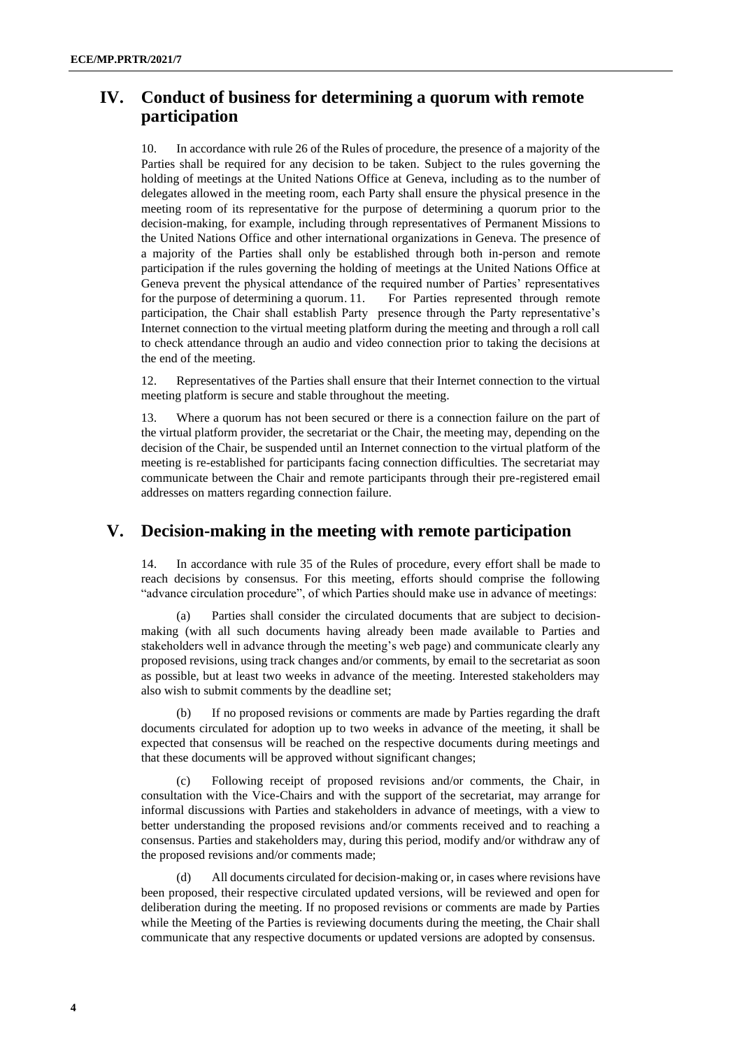## IV. Conduct of business for determining a quorum with remote participation

10. In accordance with rule 26 of the Rules of procedure, the presence of a majority of the Parties shall be required for any decision to be taken. Subject to the rules governing the holding of meetings at the United Nations Office at Geneva, including as to the number of delegates allowed in the meeting room, each Party shall ensure the physical presence in the meeting room of its representative for the purpose of determining a quorum prior to the decision-making, for example, including through representatives of Permanent Missions to the United Nations Office and other international organizations in Geneva. The presence of a majority of the Parties shall only be established through both in-person and remote participation if the rules governing the holding of meetings at the United Nations Office at Geneva prevent the physical attendance of the required number of Parties' representatives for the purpose of determining a quorum. 11. For Parties represented through remote participation, the Chair shall establish Party presence through the Party representative's Internet connection to the virtual meeting platform during the meeting and through a roll call to check attendance through an audio and video connection prior to taking the decisions at the end of the meeting.

12. Representatives of the Parties shall ensure that their Internet connection to the virtual meeting platform is secure and stable throughout the meeting.

13. Where a quorum has not been secured or there is a connection failure on the part of the virtual platform provider, the secretariat or the Chair, the meeting may, depending on the decision of the Chair, be suspended until an Internet connection to the virtual platform of the meeting is re-established for participants facing connection difficulties. The secretariat may communicate between the Chair and remote participants through their pre-registered email addresses on matters regarding connection failure.

## V. Decision-making in the meeting with remote participation

14. In accordance with rule 35 of the Rules of procedure, every effort shall be made to reach decisions by consensus. For this meeting, efforts should comprise the following "advance circulation procedure", of which Parties should make use in advance of meetings:

(a) Parties shall consider the circulated documents that are subject to decision-making (with all such documents having already been made available to Parties and stakeholders well in advance through the meeting's web page) and communicate clearly any proposed revisions, using track changes and/or comments, by email to the secretariat as soon as possible, but at least two weeks in advance of the meeting. Interested stakeholders may also wish to submit comments by the deadline set;

(b) If no proposed revisions or comments are made by Parties regarding the draft documents circulated for adoption up to two weeks in advance of the meeting, it shall be expected that consensus will be reached on the respective documents during meetings and that these documents will be approved without significant changes;

(c) Following receipt of proposed revisions and/or comments, the Chair, in consultation with the Vice-Chairs and with the support of the secretariat, may arrange for informal discussions with Parties and stakeholders in advance of meetings, with a view to better understanding the proposed revisions and/or comments received and to reaching a consensus. Parties and stakeholders may, during this period, modify and/or withdraw any of the proposed revisions and/or comments made;

(d) All documents circulated for decision-making or, in cases where revisions have been proposed, their respective circulated updated versions, will be reviewed and open for deliberation during the meeting. If no proposed revisions or comments are made by Parties while the Meeting of the Parties is reviewing documents during the meeting, the Chair shall communicate that any respective documents or updated versions are adopted by consensus.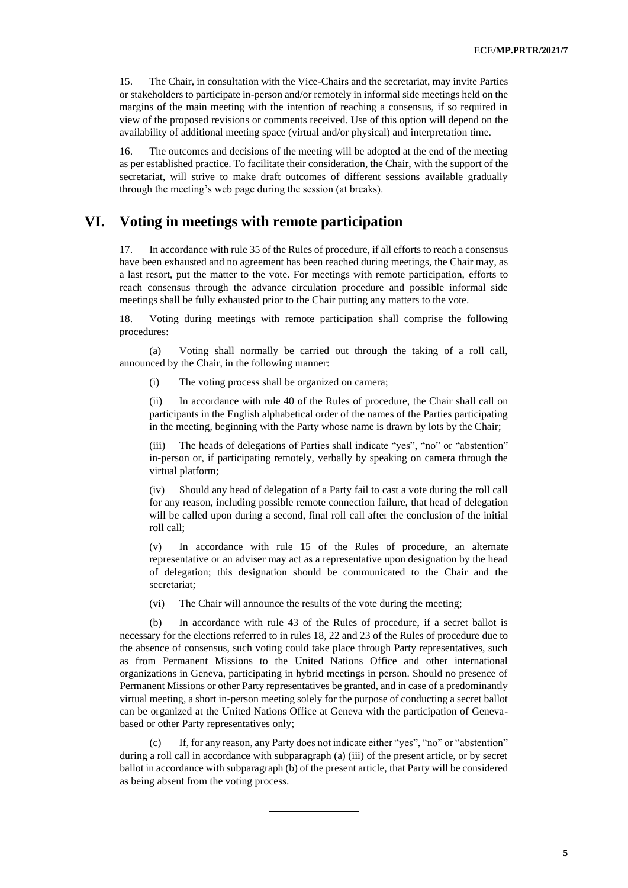15. The Chair, in consultation with the Vice-Chairs and the secretariat, may invite Parties or stakeholders to participate in-person and/or remotely in informal side meetings held on the margins of the main meeting with the intention of reaching a consensus, if so required in view of the proposed revisions or comments received. Use of this option will depend on the availability of additional meeting space (virtual and/or physical) and interpretation time.

16. The outcomes and decisions of the meeting will be adopted at the end of the meeting as per established practice. To facilitate their consideration, the Chair, with the support of the secretariat, will strive to make draft outcomes of different sessions available gradually through the meeting's web page during the session (at breaks).

## VI. Voting in meetings with remote participation

17. In accordance with rule 35 of the Rules of procedure, if all efforts to reach a consensus have been exhausted and no agreement has been reached during meetings, the Chair may, as a last resort, put the matter to the vote. For meetings with remote participation, efforts to reach consensus through the advance circulation procedure and possible informal side meetings shall be fully exhausted prior to the Chair putting any matters to the vote.

18. Voting during meetings with remote participation shall comprise the following procedures:

(a) Voting shall normally be carried out through the taking of a roll call, announced by the Chair, in the following manner:

(i) The voting process shall be organized on camera;

(ii) In accordance with rule 40 of the Rules of procedure, the Chair shall call on participants in the English alphabetical order of the names of the Parties participating in the meeting, beginning with the Party whose name is drawn by lots by the Chair;

(iii) The heads of delegations of Parties shall indicate "yes", "no" or "abstention" in-person or, if participating remotely, verbally by speaking on camera through the virtual platform;

(iv) Should any head of delegation of a Party fail to cast a vote during the roll call for any reason, including possible remote connection failure, that head of delegation will be called upon during a second, final roll call after the conclusion of the initial roll call;

(v) In accordance with rule 15 of the Rules of procedure, an alternate representative or an adviser may act as a representative upon designation by the head of delegation; this designation should be communicated to the Chair and the secretariat;

(vi) The Chair will announce the results of the vote during the meeting;

(b) In accordance with rule 43 of the Rules of procedure, if a secret ballot is necessary for the elections referred to in rules 18, 22 and 23 of the Rules of procedure due to the absence of consensus, such voting could take place through Party representatives, such as from Permanent Missions to the United Nations Office and other international organizations in Geneva, participating in hybrid meetings in person. Should no presence of Permanent Missions or other Party representatives be granted, and in case of a predominantly virtual meeting, a short in-person meeting solely for the purpose of conducting a secret ballot can be organized at the United Nations Office at Geneva with the participation of Geneva-based or other Party representatives only;

(c) If, for any reason, any Party does not indicate either "yes", "no" or "abstention" during a roll call in accordance with subparagraph (a) (iii) of the present article, or by secret ballot in accordance with subparagraph (b) of the present article, that Party will be considered as being absent from the voting process.